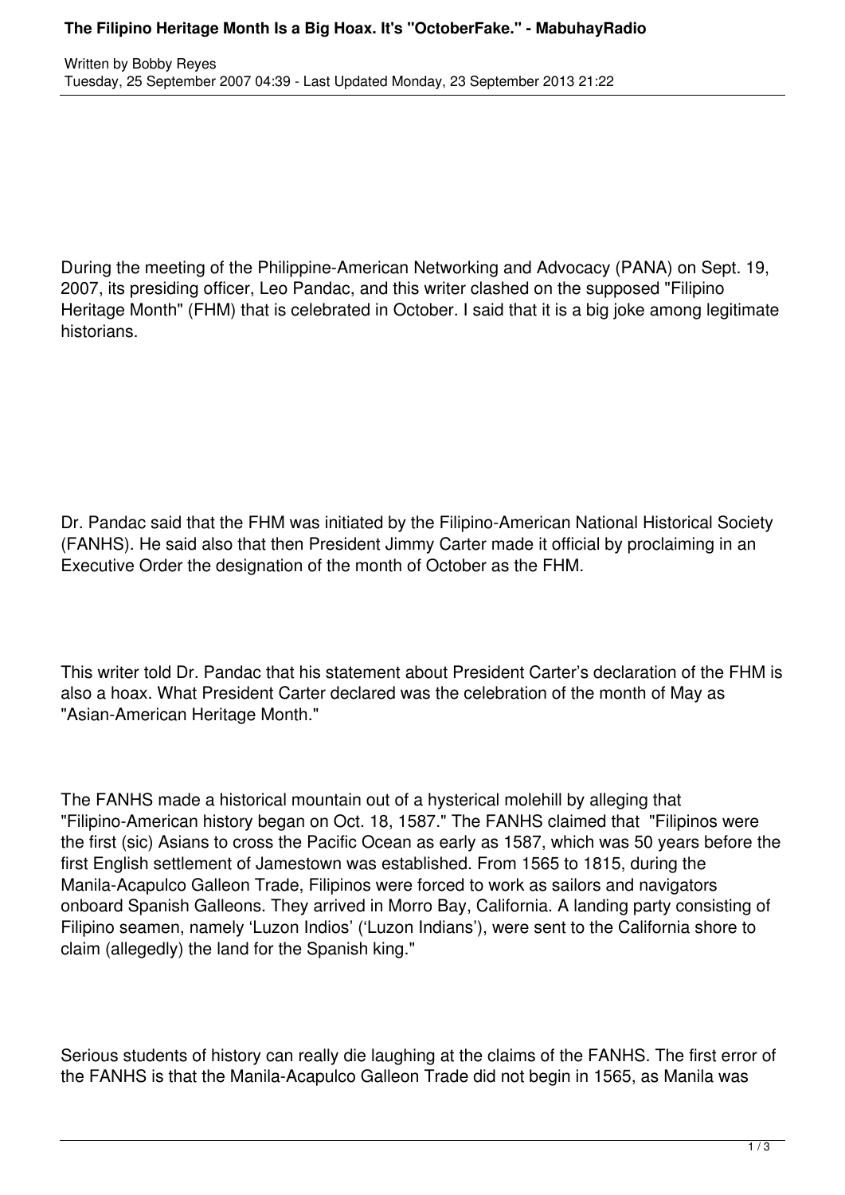# The Filipino Heritage Month Is a Big Hoax. It's "OctoberFake." - MabuhayRadio

Written by Bobby Reyes
Tuesday, 25 September 2007 04:39 - Last Updated Monday, 23 September 2013 21:22

During the meeting of the Philippine-American Networking and Advocacy (PANA) on Sept. 19, 2007, its presiding officer, Leo Pandac, and this writer clashed on the supposed "Filipino Heritage Month" (FHM) that is celebrated in October. I said that it is a big joke among legitimate historians.

Dr. Pandac said that the FHM was initiated by the Filipino-American National Historical Society (FANHS). He said also that then President Jimmy Carter made it official by proclaiming in an Executive Order the designation of the month of October as the FHM.

This writer told Dr. Pandac that his statement about President Carter's declaration of the FHM is also a hoax. What President Carter declared was the celebration of the month of May as "Asian-American Heritage Month."

The FANHS made a historical mountain out of a hysterical molehill by alleging that "Filipino-American history began on Oct. 18, 1587." The FANHS claimed that "Filipinos were the first (sic) Asians to cross the Pacific Ocean as early as 1587, which was 50 years before the first English settlement of Jamestown was established. From 1565 to 1815, during the Manila-Acapulco Galleon Trade, Filipinos were forced to work as sailors and navigators onboard Spanish Galleons. They arrived in Morro Bay, California. A landing party consisting of Filipino seamen, namely 'Luzon Indios' ('Luzon Indians'), were sent to the California shore to claim (allegedly) the land for the Spanish king."

Serious students of history can really die laughing at the claims of the FANHS. The first error of the FANHS is that the Manila-Acapulco Galleon Trade did not begin in 1565, as Manila was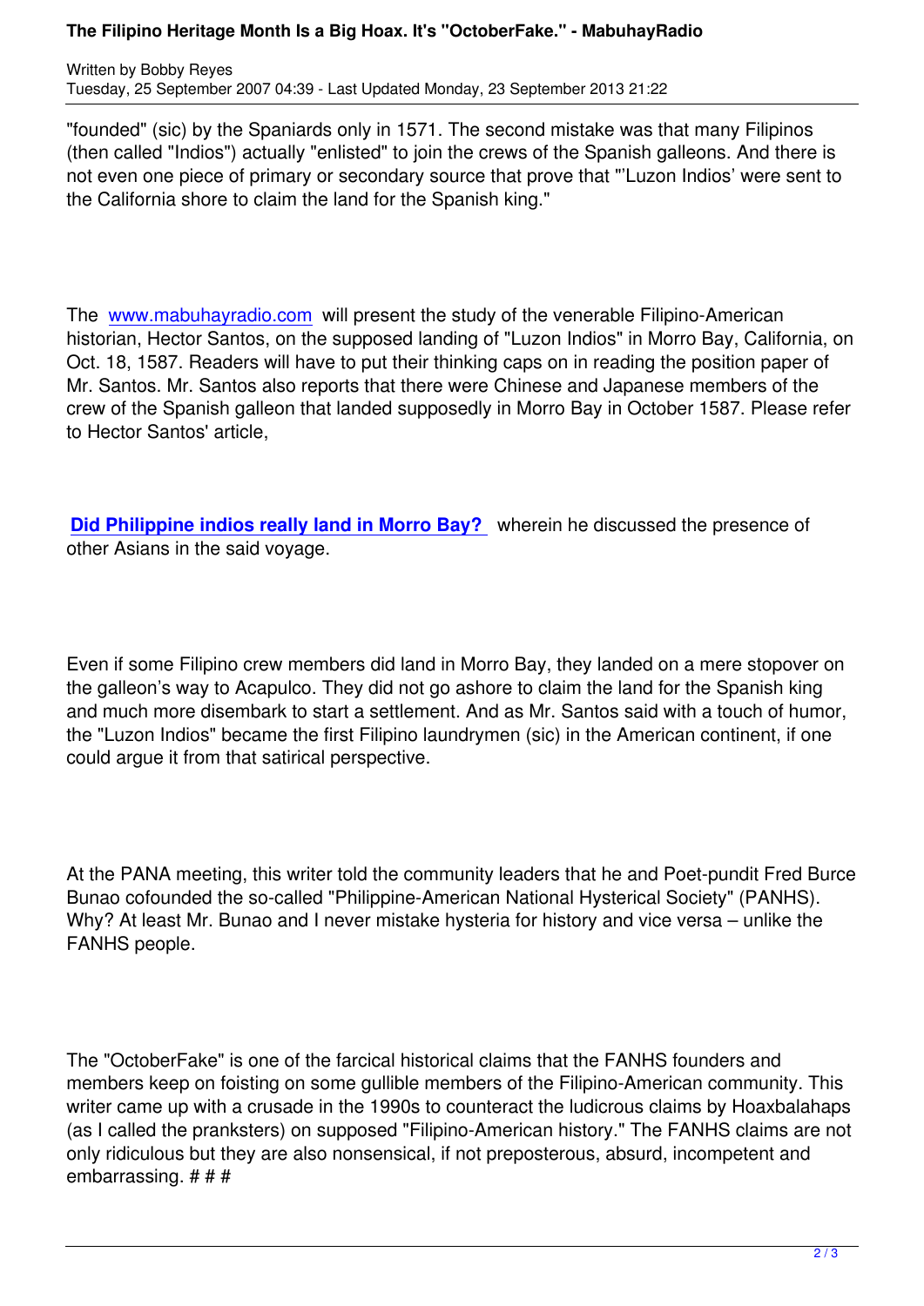"founded" (sic) by the Spaniards only in 1571. The second mistake was that many Filipinos (then called "Indios") actually "enlisted" to join the crews of the Spanish galleons. And there is not even one piece of primary or secondary source that prove that "'Luzon Indios' were sent to the California shore to claim the land for the Spanish king."

The www.mabuhayradio.com will present the study of the venerable Filipino-American historian, Hector Santos, on the supposed landing of "Luzon Indios" in Morro Bay, California, on Oct. 18, 1587. Readers will have to put their thinking caps on in reading the position paper of Mr. Santos. Mr. Santos also reports that there were Chinese and Japanese members of the crew of the Spanish galleon that landed supposedly in Morro Bay in October 1587. Please refer to Hector Santos' article,

**Did Philippine indios really land in Morro Bay?** wherein he discussed the presence of other Asians in the said voyage.

Even if some Filipino crew members did land in Morro Bay, they landed on a mere stopover on the galleon's way to Acapulco. They did not go ashore to claim the land for the Spanish king and much more disembark to start a settlement. And as Mr. Santos said with a touch of humor, the "Luzon Indios" became the first Filipino laundrymen (sic) in the American continent, if one could argue it from that satirical perspective.

At the PANA meeting, this writer told the community leaders that he and Poet-pundit Fred Burce Bunao cofounded the so-called "Philippine-American National Hysterical Society" (PANHS). Why? At least Mr. Bunao and I never mistake hysteria for history and vice versa – unlike the FANHS people.

The "OctoberFake" is one of the farcical historical claims that the FANHS founders and members keep on foisting on some gullible members of the Filipino-American community. This writer came up with a crusade in the 1990s to counteract the ludicrous claims by Hoaxbalahaps (as I called the pranksters) on supposed "Filipino-American history." The FANHS claims are not only ridiculous but they are also nonsensical, if not preposterous, absurd, incompetent and embarrassing. # # #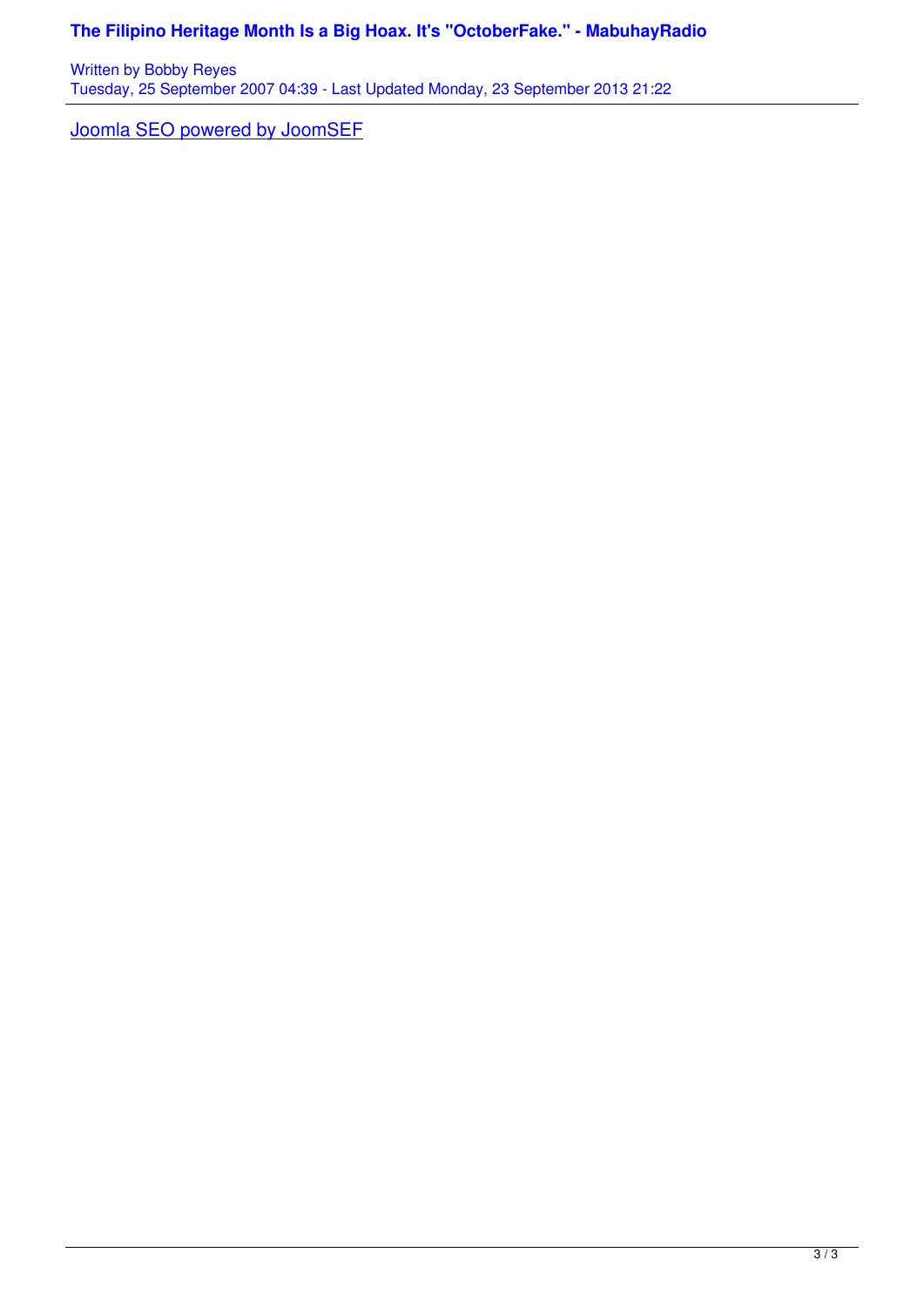[Joomla SEO powered by JoomSEF]